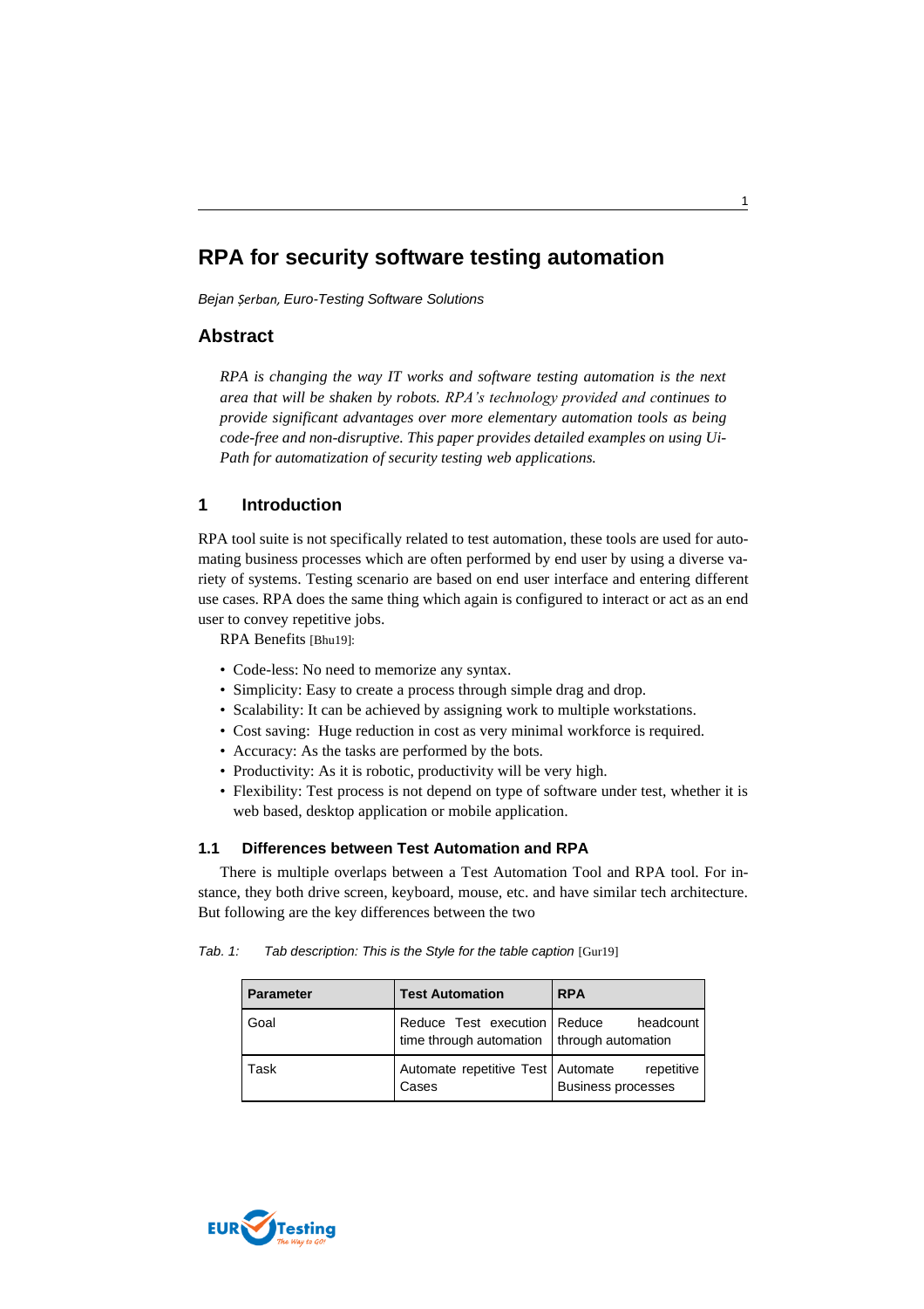# RPA for security software testing automation

*Bejan Şerban, Euro-Testing Software Solutions*

## Abstract

*RPA is changing the way IT works and software testing automation is the next area that will be shaken by robots. RPA's technology provided and continues to provide significant advantages over more elementary automation tools as being code-free and non-disruptive. This paper provides detailed examples on using UiPath for automatization of security testing web applications.*

## 1 Introduction

RPA tool suite is not specifically related to test automation, these tools are used for automating business processes which are often performed by end user by using a diverse variety of systems. Testing scenario are based on end user interface and entering different use cases. RPA does the same thing which again is configured to interact or act as an end user to convey repetitive jobs.

RPA Benefits [Bhu19]:

- Code-less: No need to memorize any syntax.
- Simplicity: Easy to create a process through simple drag and drop.
- Scalability: It can be achieved by assigning work to multiple workstations.
- Cost saving: Huge reduction in cost as very minimal workforce is required.
- Accuracy: As the tasks are performed by the bots.
- Productivity: As it is robotic, productivity will be very high.
- Flexibility: Test process is not depend on type of software under test, whether it is web based, desktop application or mobile application.

### 1.1 Differences between Test Automation and RPA

There is multiple overlaps between a Test Automation Tool and RPA tool. For instance, they both drive screen, keyboard, mouse, etc. and have similar tech architecture. But following are the key differences between the two

*Tab. 1: Tab description: This is the Style for the table caption* [Gur19]

| Parameter | Test Automation | RPA |
|---|---|---|
| Goal | Reduce Test execution time through automation | Reduce headcount through automation |
| Task | Automate repetitive Test Cases | Automate repetitive Business processes |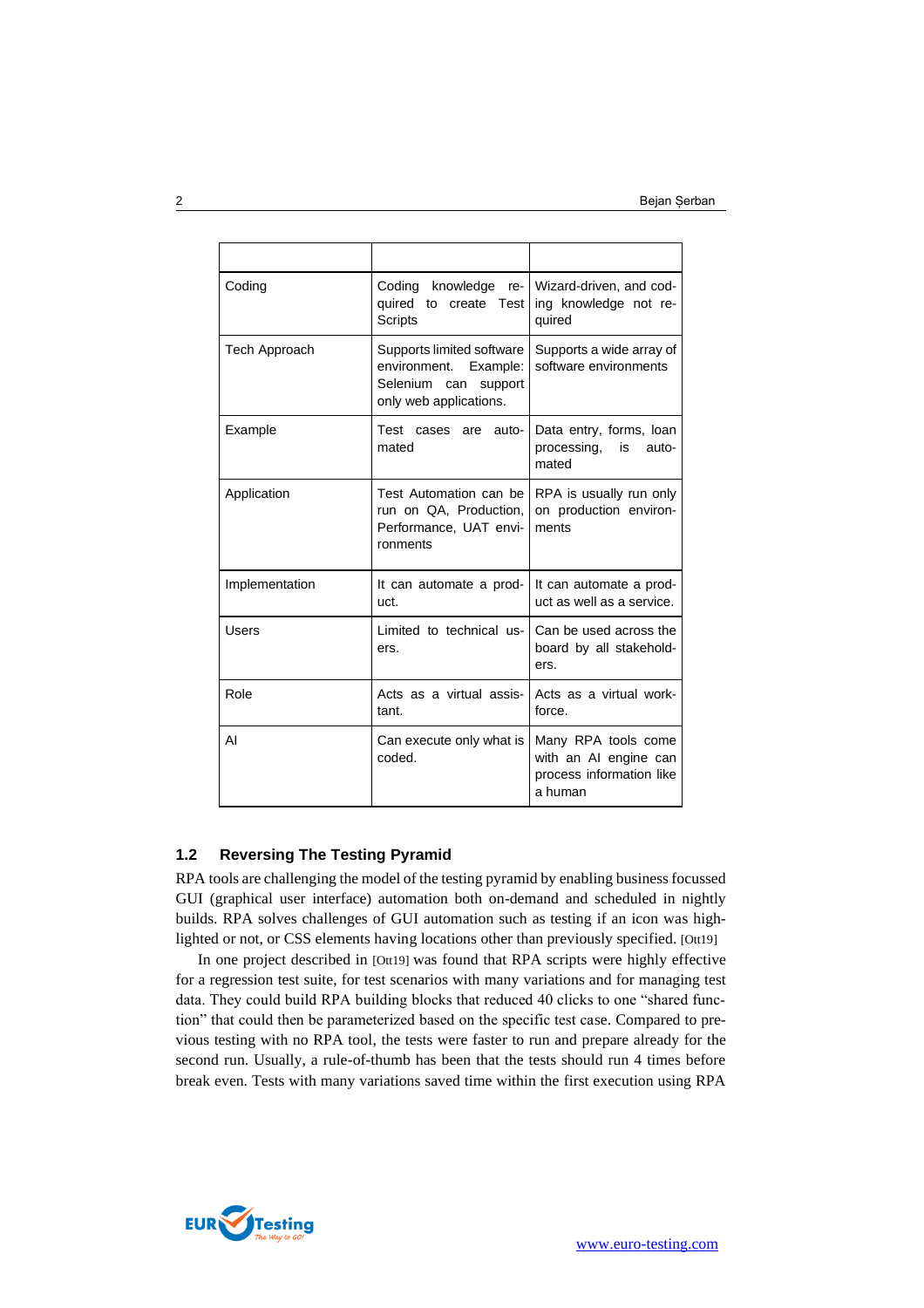| | | |
|---|---|---|
| Coding | Coding knowledge required to create Test Scripts | Wizard-driven, and coding knowledge not required |
| Tech Approach | Supports limited software environment. Example: Selenium can support only web applications. | Supports a wide array of software environments |
| Example | Test cases are automated | Data entry, forms, loan processing, is automated |
| Application | Test Automation can be run on QA, Production, Performance, UAT environments | RPA is usually run only on production environments |
| Implementation | It can automate a product. | It can automate a product as well as a service. |
| Users | Limited to technical users. | Can be used across the board by all stakeholders. |
| Role | Acts as a virtual assistant. | Acts as a virtual workforce. |
| AI | Can execute only what is coded. | Many RPA tools come with an AI engine can process information like a human |

## 1.2 Reversing The Testing Pyramid

RPA tools are challenging the model of the testing pyramid by enabling business focussed GUI (graphical user interface) automation both on-demand and scheduled in nightly builds. RPA solves challenges of GUI automation such as testing if an icon was highlighted or not, or CSS elements having locations other than previously specified. [Ott19]

In one project described in [Ott19] was found that RPA scripts were highly effective for a regression test suite, for test scenarios with many variations and for managing test data. They could build RPA building blocks that reduced 40 clicks to one "shared function" that could then be parameterized based on the specific test case. Compared to previous testing with no RPA tool, the tests were faster to run and prepare already for the second run. Usually, a rule-of-thumb has been that the tests should run 4 times before break even. Tests with many variations saved time within the first execution using RPA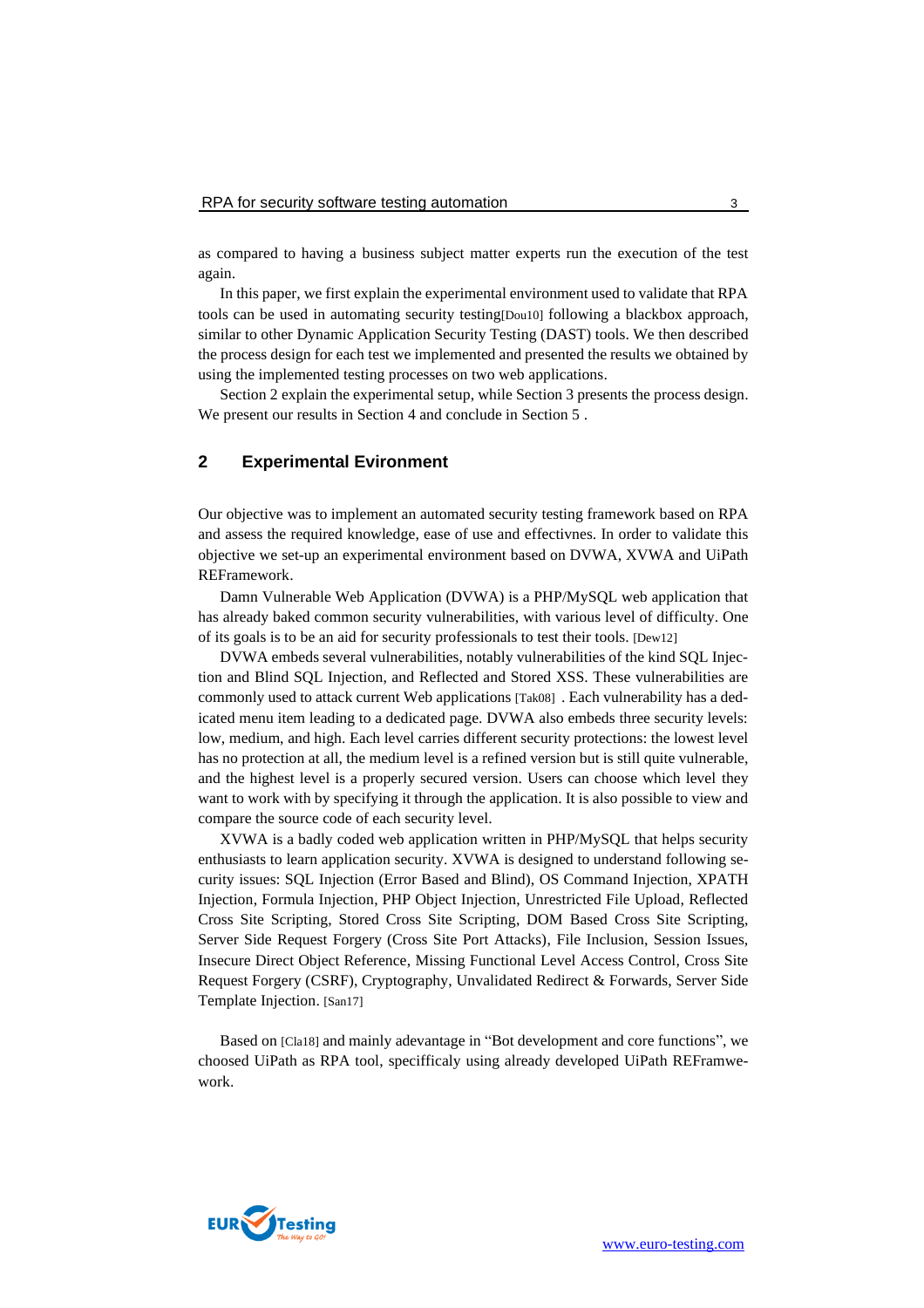as compared to having a business subject matter experts run the execution of the test again.

In this paper, we first explain the experimental environment used to validate that RPA tools can be used in automating security testing[Dou10] following a blackbox approach, similar to other Dynamic Application Security Testing (DAST) tools. We then described the process design for each test we implemented and presented the results we obtained by using the implemented testing processes on two web applications.

Section 2 explain the experimental setup, while Section 3 presents the process design. We present our results in Section 4 and conclude in Section 5 .

## 2 Experimental Evironment

Our objective was to implement an automated security testing framework based on RPA and assess the required knowledge, ease of use and effectivnes. In order to validate this objective we set-up an experimental environment based on DVWA, XVWA and UiPath REFramework.

Damn Vulnerable Web Application (DVWA) is a PHP/MySQL web application that has already baked common security vulnerabilities, with various level of difficulty. One of its goals is to be an aid for security professionals to test their tools. [Dew12]

DVWA embeds several vulnerabilities, notably vulnerabilities of the kind SQL Injection and Blind SQL Injection, and Reflected and Stored XSS. These vulnerabilities are commonly used to attack current Web applications [Tak08] . Each vulnerability has a dedicated menu item leading to a dedicated page. DVWA also embeds three security levels: low, medium, and high. Each level carries different security protections: the lowest level has no protection at all, the medium level is a refined version but is still quite vulnerable, and the highest level is a properly secured version. Users can choose which level they want to work with by specifying it through the application. It is also possible to view and compare the source code of each security level.

XVWA is a badly coded web application written in PHP/MySQL that helps security enthusiasts to learn application security. XVWA is designed to understand following security issues: SQL Injection (Error Based and Blind), OS Command Injection, XPATH Injection, Formula Injection, PHP Object Injection, Unrestricted File Upload, Reflected Cross Site Scripting, Stored Cross Site Scripting, DOM Based Cross Site Scripting, Server Side Request Forgery (Cross Site Port Attacks), File Inclusion, Session Issues, Insecure Direct Object Reference, Missing Functional Level Access Control, Cross Site Request Forgery (CSRF), Cryptography, Unvalidated Redirect & Forwards, Server Side Template Injection. [San17]

Based on [Cla18] and mainly adevantage in "Bot development and core functions", we choosed UiPath as RPA tool, specifficaly using already developed UiPath REFramework.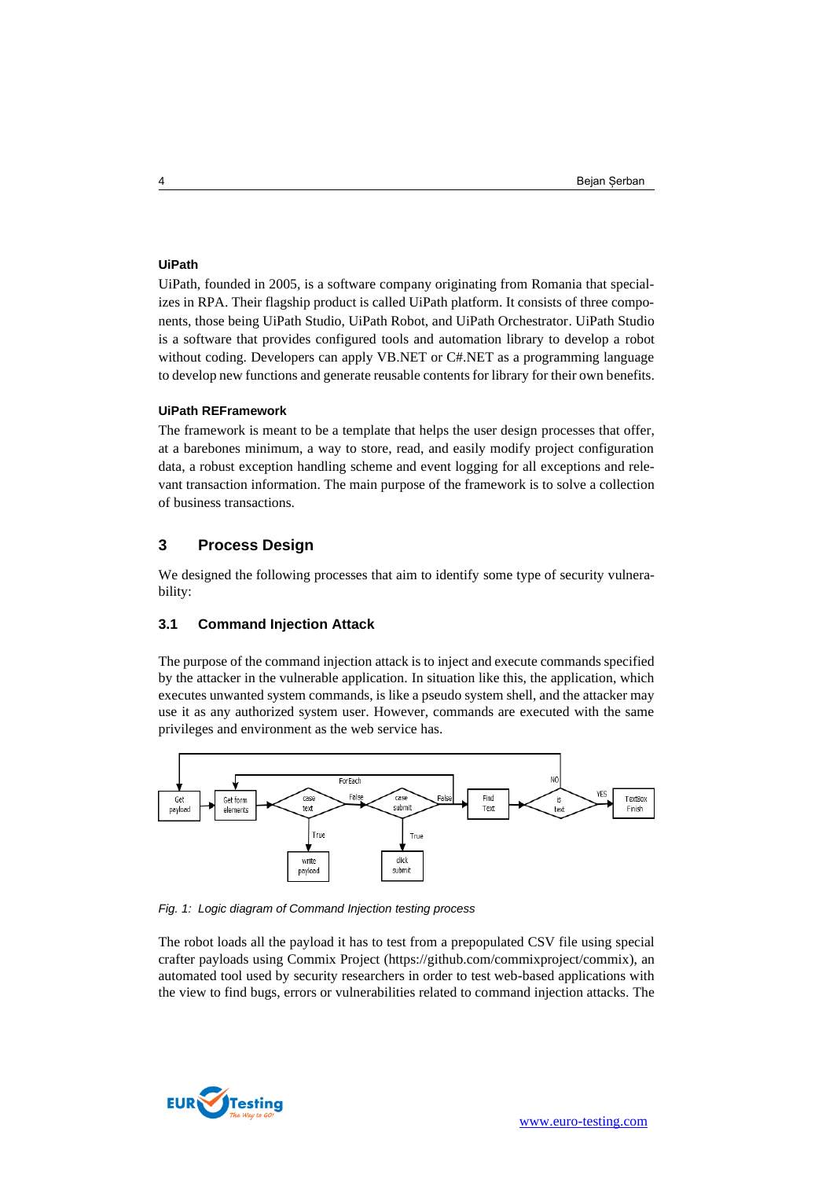#### UiPath

UiPath, founded in 2005, is a software company originating from Romania that specializes in RPA. Their flagship product is called UiPath platform. It consists of three components, those being UiPath Studio, UiPath Robot, and UiPath Orchestrator. UiPath Studio is a software that provides configured tools and automation library to develop a robot without coding. Developers can apply VB.NET or C#.NET as a programming language to develop new functions and generate reusable contents for library for their own benefits.

#### UiPath REFramework

The framework is meant to be a template that helps the user design processes that offer, at a barebones minimum, a way to store, read, and easily modify project configuration data, a robust exception handling scheme and event logging for all exceptions and relevant transaction information. The main purpose of the framework is to solve a collection of business transactions.

## 3 Process Design

We designed the following processes that aim to identify some type of security vulnerability:

### 3.1 Command Injection Attack

The purpose of the command injection attack is to inject and execute commands specified by the attacker in the vulnerable application. In situation like this, the application, which executes unwanted system commands, is like a pseudo system shell, and the attacker may use it as any authorized system user. However, commands are executed with the same privileges and environment as the web service has.

*Fig. 1: Logic diagram of Command Injection testing process*

The robot loads all the payload it has to test from a prepopulated CSV file using special crafter payloads using Commix Project (https://github.com/commixproject/commix), an automated tool used by security researchers in order to test web-based applications with the view to find bugs, errors or vulnerabilities related to command injection attacks. The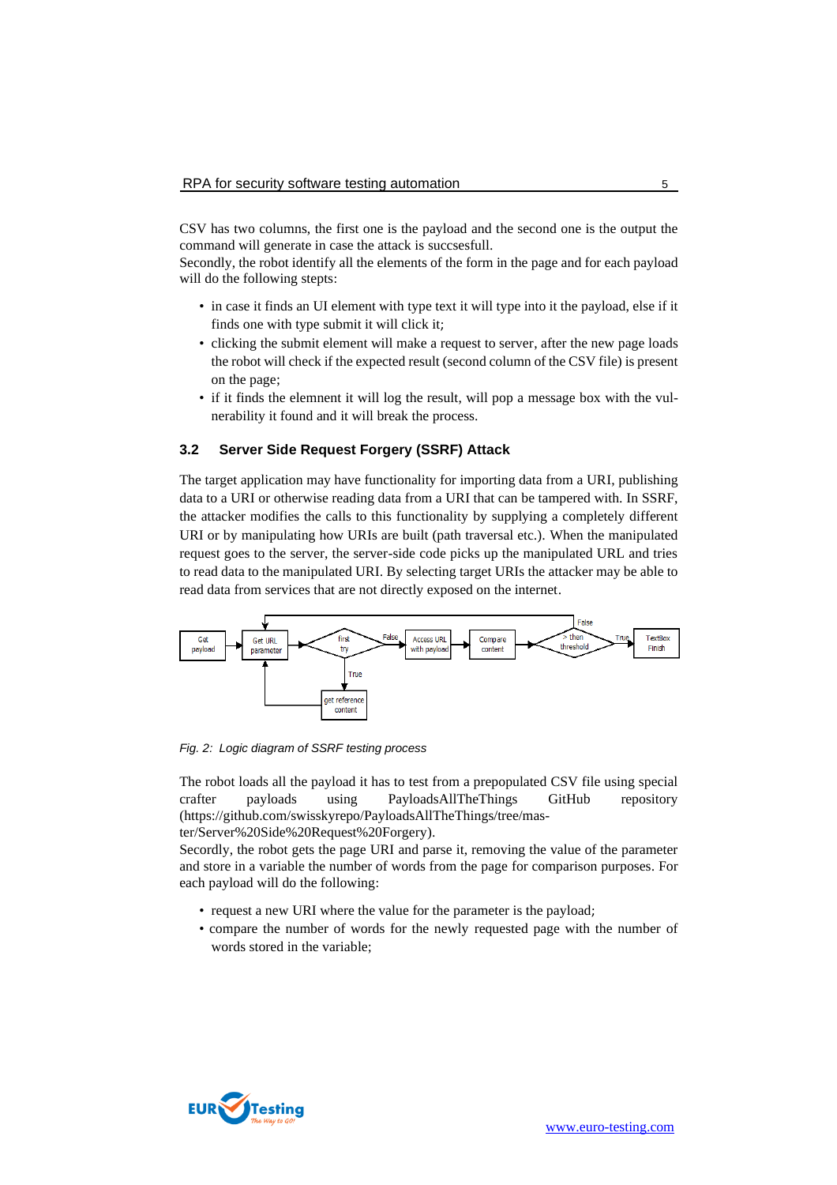CSV has two columns, the first one is the payload and the second one is the output the command will generate in case the attack is succsesfull.
Secondly, the robot identify all the elements of the form in the page and for each payload will do the following stepts:

- in case it finds an UI element with type text it will type into it the payload, else if it finds one with type submit it will click it;
- clicking the submit element will make a request to server, after the new page loads the robot will check if the expected result (second column of the CSV file) is present on the page;
- if it finds the elemnent it will log the result, will pop a message box with the vulnerability it found and it will break the process.

### 3.2 Server Side Request Forgery (SSRF) Attack

The target application may have functionality for importing data from a URI, publishing data to a URI or otherwise reading data from a URI that can be tampered with. In SSRF, the attacker modifies the calls to this functionality by supplying a completely different URI or by manipulating how URIs are built (path traversal etc.). When the manipulated request goes to the server, the server-side code picks up the manipulated URL and tries to read data to the manipulated URI. By selecting target URIs the attacker may be able to read data from services that are not directly exposed on the internet.

*Fig. 2: Logic diagram of SSRF testing process*

The robot loads all the payload it has to test from a prepopulated CSV file using special crafter payloads using PayloadsAllTheThings GitHub repository (https://github.com/swisskyrepo/PayloadsAllTheThings/tree/master/Server%20Side%20Request%20Forgery).
Secondly, the robot gets the page URI and parse it, removing the value of the parameter and store in a variable the number of words from the page for comparison purposes. For each payload will do the following:

- request a new URI where the value for the parameter is the payload;
- compare the number of words for the newly requested page with the number of words stored in the variable;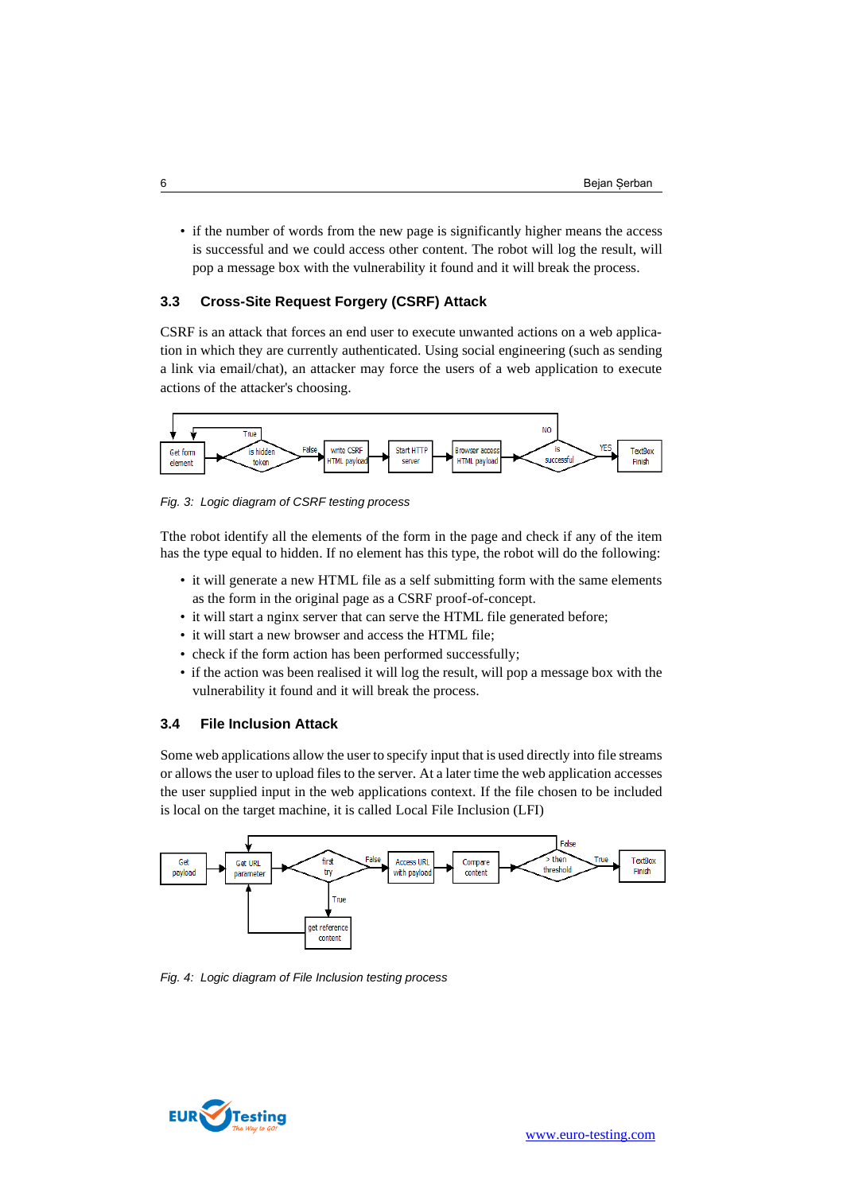- if the number of words from the new page is significantly higher means the access is successful and we could access other content. The robot will log the result, will pop a message box with the vulnerability it found and it will break the process.

### 3.3 Cross-Site Request Forgery (CSRF) Attack

CSRF is an attack that forces an end user to execute unwanted actions on a web application in which they are currently authenticated. Using social engineering (such as sending a link via email/chat), an attacker may force the users of a web application to execute actions of the attacker's choosing.

*Fig. 3: Logic diagram of CSRF testing process*

Tthe robot identify all the elements of the form in the page and check if any of the item has the type equal to hidden. If no element has this type, the robot will do the following:

- it will generate a new HTML file as a self submitting form with the same elements as the form in the original page as a CSRF proof-of-concept.
- it will start a nginx server that can serve the HTML file generated before;
- it will start a new browser and access the HTML file;
- check if the form action has been performed successfully;
- if the action was been realised it will log the result, will pop a message box with the vulnerability it found and it will break the process.

### 3.4 File Inclusion Attack

Some web applications allow the user to specify input that is used directly into file streams or allows the user to upload files to the server. At a later time the web application accesses the user supplied input in the web applications context. If the file chosen to be included is local on the target machine, it is called Local File Inclusion (LFI)

*Fig. 4: Logic diagram of File Inclusion testing process*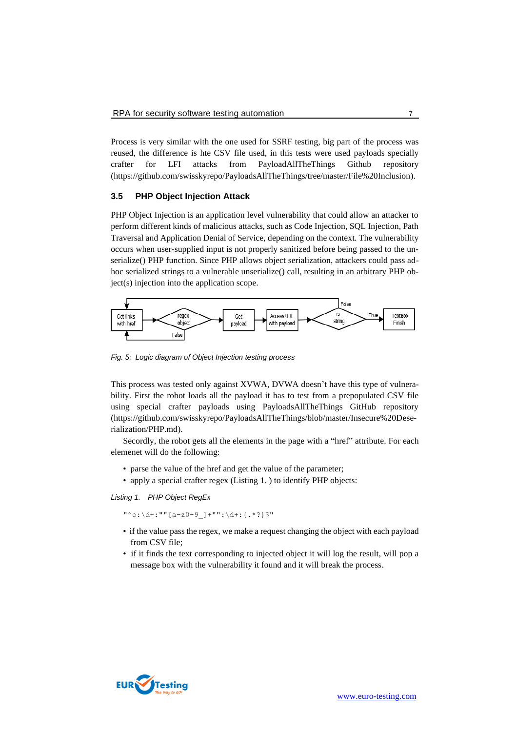Process is very similar with the one used for SSRF testing, big part of the process was reused, the difference is hte CSV file used, in this tests were used payloads specially crafter for LFI attacks from PayloadAllThePayloads Github repository (https://github.com/swisskyrepo/PayloadsAllTheThings/tree/master/File%20Inclusion).

### 3.5 PHP Object Injection Attack

PHP Object Injection is an application level vulnerability that could allow an attacker to perform different kinds of malicious attacks, such as Code Injection, SQL Injection, Path Traversal and Application Denial of Service, depending on the context. The vulnerability occurs when user-supplied input is not properly sanitized before being passed to the unserialize() PHP function. Since PHP allows object serialization, attackers could pass ad-hoc serialized strings to a vulnerable unserialize() call, resulting in an arbitrary PHP object(s) injection into the application scope.

*Fig. 5: Logic diagram of Object Injection testing process*

This process was tested only against XVWA, DVWA doesn't have this type of vulnerability. First the robot loads all the payload it has to test from a prepopulated CSV file using special crafter payloads using PayloadsAllTheThings GitHub repository (https://github.com/swisskyrepo/PayloadsAllTheThings/blob/master/Insecure%20Deserialization/PHP.md).

Secordly, the robot gets all the elements in the page with a "href" attribute. For each elemenet will do the following:

- parse the value of the href and get the value of the parameter;
- apply a special crafter regex (Listing 1. ) to identify PHP objects:

*Listing 1. PHP Object RegEx*

```
"^o:\d+:""[a-z0-9_]+"":\d+:{.*?}$"
```

- if the value pass the regex, we make a request changing the object with each payload from CSV file;
- if it finds the text corresponding to injected object it will log the result, will pop a message box with the vulnerability it found and it will break the process.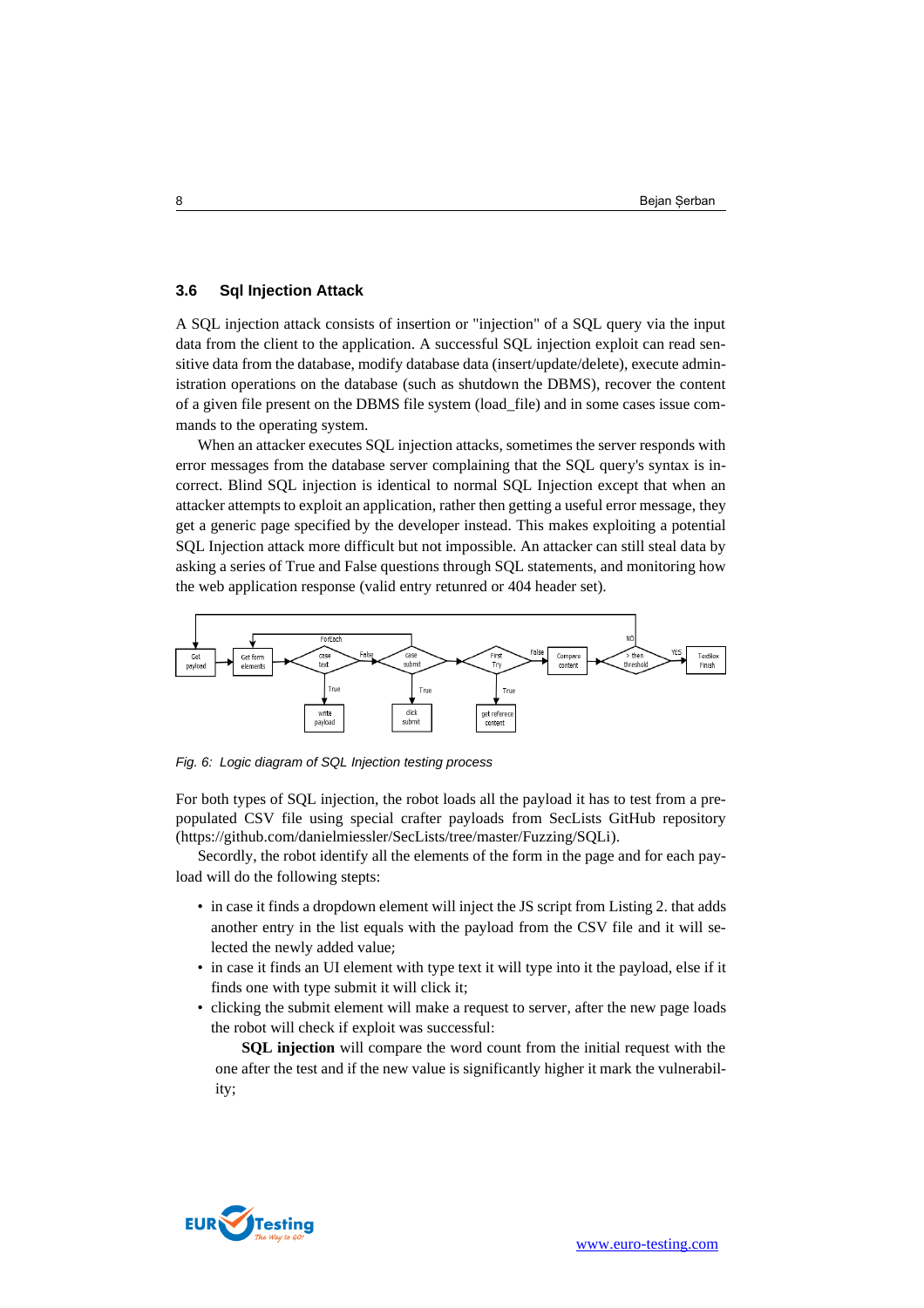### 3.6 Sql Injection Attack

A SQL injection attack consists of insertion or "injection" of a SQL query via the input data from the client to the application. A successful SQL injection exploit can read sensitive data from the database, modify database data (insert/update/delete), execute administration operations on the database (such as shutdown the DBMS), recover the content of a given file present on the DBMS file system (load_file) and in some cases issue commands to the operating system.

When an attacker executes SQL injection attacks, sometimes the server responds with error messages from the database server complaining that the SQL query's syntax is incorrect. Blind SQL injection is identical to normal SQL Injection except that when an attacker attempts to exploit an application, rather then getting a useful error message, they get a generic page specified by the developer instead. This makes exploiting a potential SQL Injection attack more difficult but not impossible. An attacker can still steal data by asking a series of True and False questions through SQL statements, and monitoring how the web application response (valid entry retunred or 404 header set).

*Fig. 6: Logic diagram of SQL Injection testing process*

For both types of SQL injection, the robot loads all the payload it has to test from a prepopulated CSV file using special crafter payloads from SecLists GitHub repository (https://github.com/danielmiessler/SecLists/tree/master/Fuzzing/SQLi).

Secordly, the robot identify all the elements of the form in the page and for each payload will do the following stepts:

- in case it finds a dropdown element will inject the JS script from Listing 2. that adds another entry in the list equals with the payload from the CSV file and it will selected the newly added value;
- in case it finds an UI element with type text it will type into it the payload, else if it finds one with type submit it will click it;
- clicking the submit element will make a request to server, after the new page loads the robot will check if exploit was successful:

  **SQL injection** will compare the word count from the initial request with the one after the test and if the new value is significantly higher it mark the vulnerability;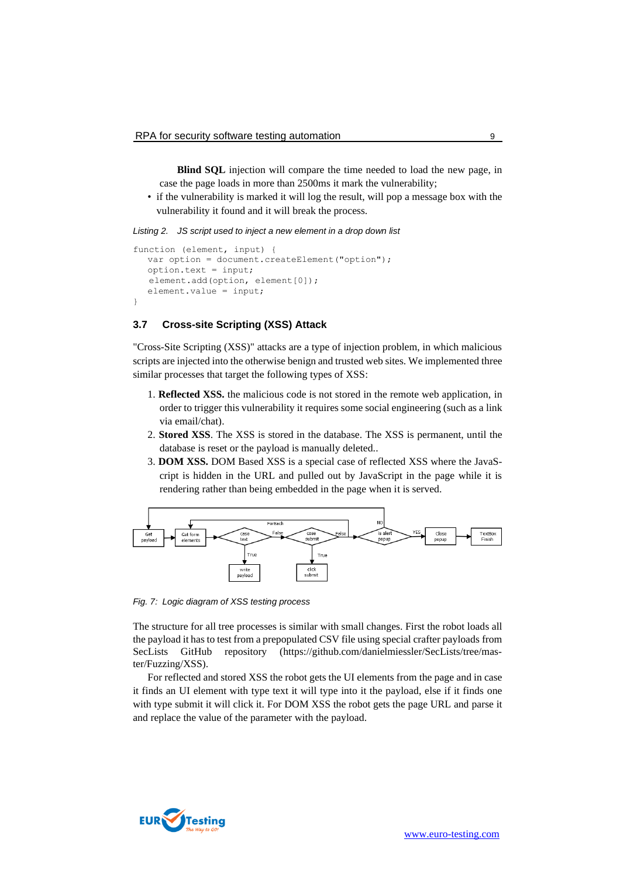**Blind SQL** injection will compare the time needed to load the new page, in case the page loads in more than 2500ms it mark the vulnerability;

- if the vulnerability is marked it will log the result, will pop a message box with the vulnerability it found and it will break the process.

*Listing 2. JS script used to inject a new element in a drop down list*

```
function (element, input) {
   var option = document.createElement("option");
   option.text = input;
   element.add(option, element[0]);
   element.value = input;
}
```

### 3.7 Cross-site Scripting (XSS) Attack

"Cross-Site Scripting (XSS)" attacks are a type of injection problem, in which malicious scripts are injected into the otherwise benign and trusted web sites. We implemented three similar processes that target the following types of XSS:

1. **Reflected XSS.** the malicious code is not stored in the remote web application, in order to trigger this vulnerability it requires some social engineering (such as a link via email/chat).
2. **Stored XSS**. The XSS is stored in the database. The XSS is permanent, until the database is reset or the payload is manually deleted..
3. **DOM XSS.** DOM Based XSS is a special case of reflected XSS where the JavaScript is hidden in the URL and pulled out by JavaScript in the page while it is rendering rather than being embedded in the page when it is served.

*Fig. 7: Logic diagram of XSS testing process*

The structure for all tree processes is similar with small changes. First the robot loads all the payload it has to test from a prepopulated CSV file using special crafter payloads from SecLists GitHub repository (https://github.com/danielmiessler/SecLists/tree/master/Fuzzing/XSS).

For reflected and stored XSS the robot gets the UI elements from the page and in case it finds an UI element with type text it will type into it the payload, else if it finds one with type submit it will click it. For DOM XSS the robot gets the page URL and parse it and replace the value of the parameter with the payload.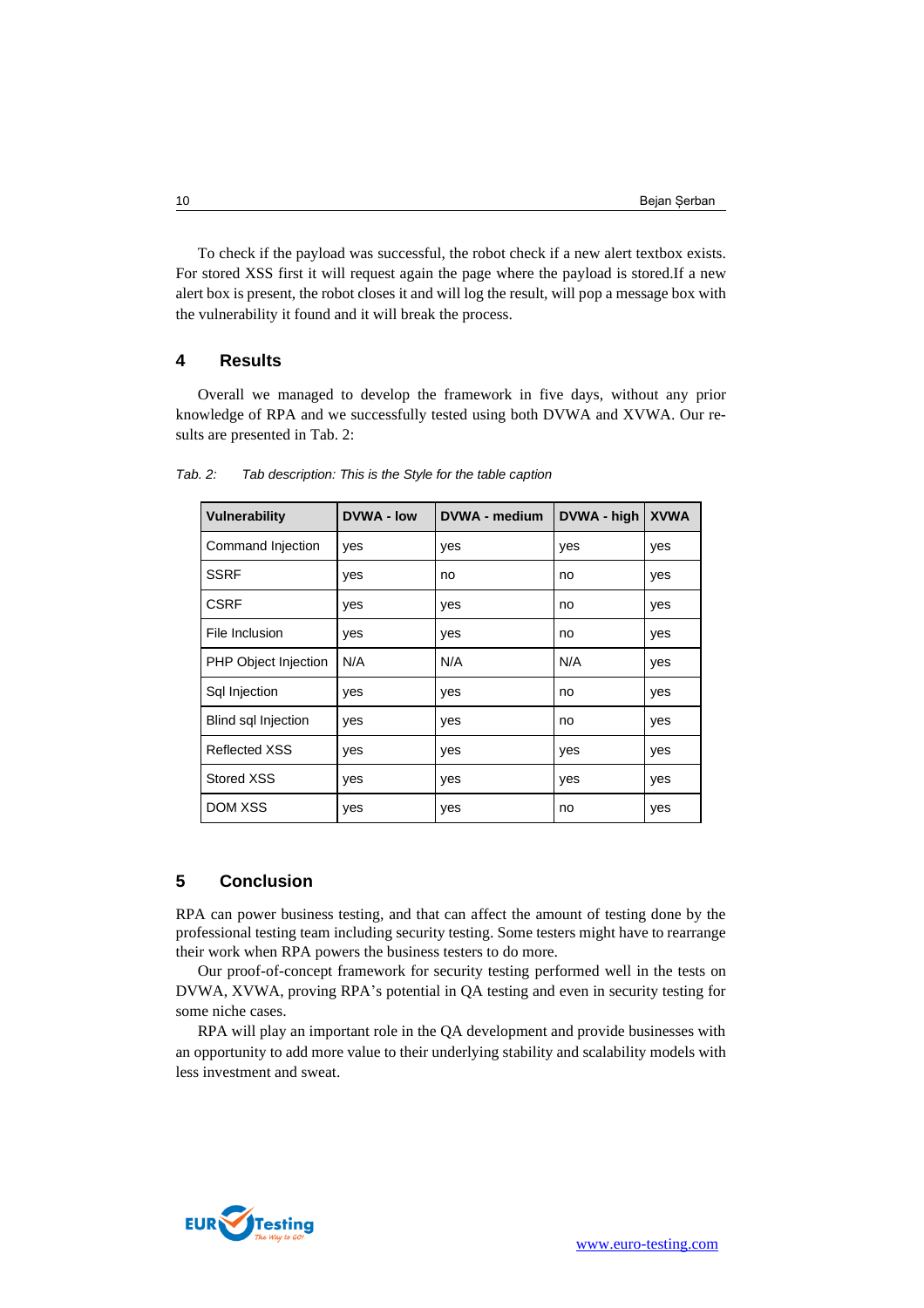To check if the payload was successful, the robot check if a new alert textbox exists. For stored XSS first it will request again the page where the payload is stored.If a new alert box is present, the robot closes it and will log the result, will pop a message box with the vulnerability it found and it will break the process.

## 4 Results

Overall we managed to develop the framework in five days, without any prior knowledge of RPA and we successfully tested using both DVWA and XVWA. Our results are presented in Tab. 2:

*Tab. 2: Tab description: This is the Style for the table caption*

| Vulnerability | DVWA - low | DVWA - medium | DVWA - high | XVWA |
|---|---|---|---|---|
| Command Injection | yes | yes | yes | yes |
| SSRF | yes | no | no | yes |
| CSRF | yes | yes | no | yes |
| File Inclusion | yes | yes | no | yes |
| PHP Object Injection | N/A | N/A | N/A | yes |
| Sql Injection | yes | yes | no | yes |
| Blind sql Injection | yes | yes | no | yes |
| Reflected XSS | yes | yes | yes | yes |
| Stored XSS | yes | yes | yes | yes |
| DOM XSS | yes | yes | no | yes |

## 5 Conclusion

RPA can power business testing, and that can affect the amount of testing done by the professional testing team including security testing. Some testers might have to rearrange their work when RPA powers the business testers to do more.

Our proof-of-concept framework for security testing performed well in the tests on DVWA, XVWA, proving RPA's potential in QA testing and even in security testing for some niche cases.

RPA will play an important role in the QA development and provide businesses with an opportunity to add more value to their underlying stability and scalability models with less investment and sweat.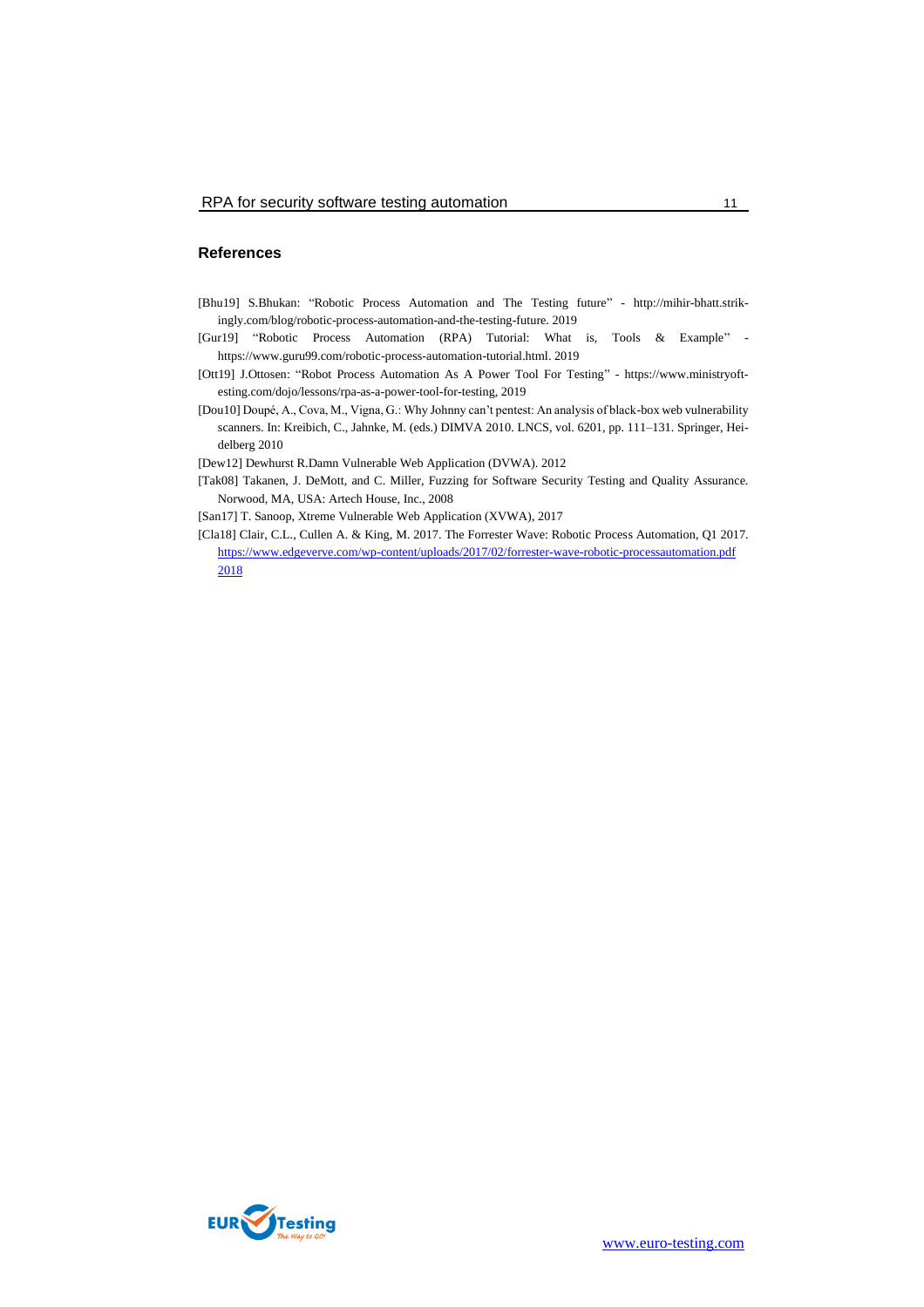## References

[Bhu19] S.Bhukan: "Robotic Process Automation and The Testing future" - http://mihir-bhatt.strikingly.com/blog/robotic-process-automation-and-the-testing-future. 2019

[Gur19] "Robotic Process Automation (RPA) Tutorial: What is, Tools & Example" - https://www.guru99.com/robotic-process-automation-tutorial.html. 2019

[Ott19] J.Ottosen: "Robot Process Automation As A Power Tool For Testing" - https://www.ministryoftesting.com/dojo/lessons/rpa-as-a-power-tool-for-testing, 2019

[Dou10] Doupé, A., Cova, M., Vigna, G.: Why Johnny can't pentest: An analysis of black-box web vulnerability scanners. In: Kreibich, C., Jahnke, M. (eds.) DIMVA 2010. LNCS, vol. 6201, pp. 111–131. Springer, Heidelberg 2010

[Dew12] Dewhurst R.Damn Vulnerable Web Application (DVWA). 2012

[Tak08] Takanen, J. DeMott, and C. Miller, Fuzzing for Software Security Testing and Quality Assurance. Norwood, MA, USA: Artech House, Inc., 2008

[San17] T. Sanoop, Xtreme Vulnerable Web Application (XVWA), 2017

[Cla18] Clair, C.L., Cullen A. & King, M. 2017. The Forrester Wave: Robotic Process Automation, Q1 2017. https://www.edgeverve.com/wp-content/uploads/2017/02/forrester-wave-robotic-processautomation.pdf 2018